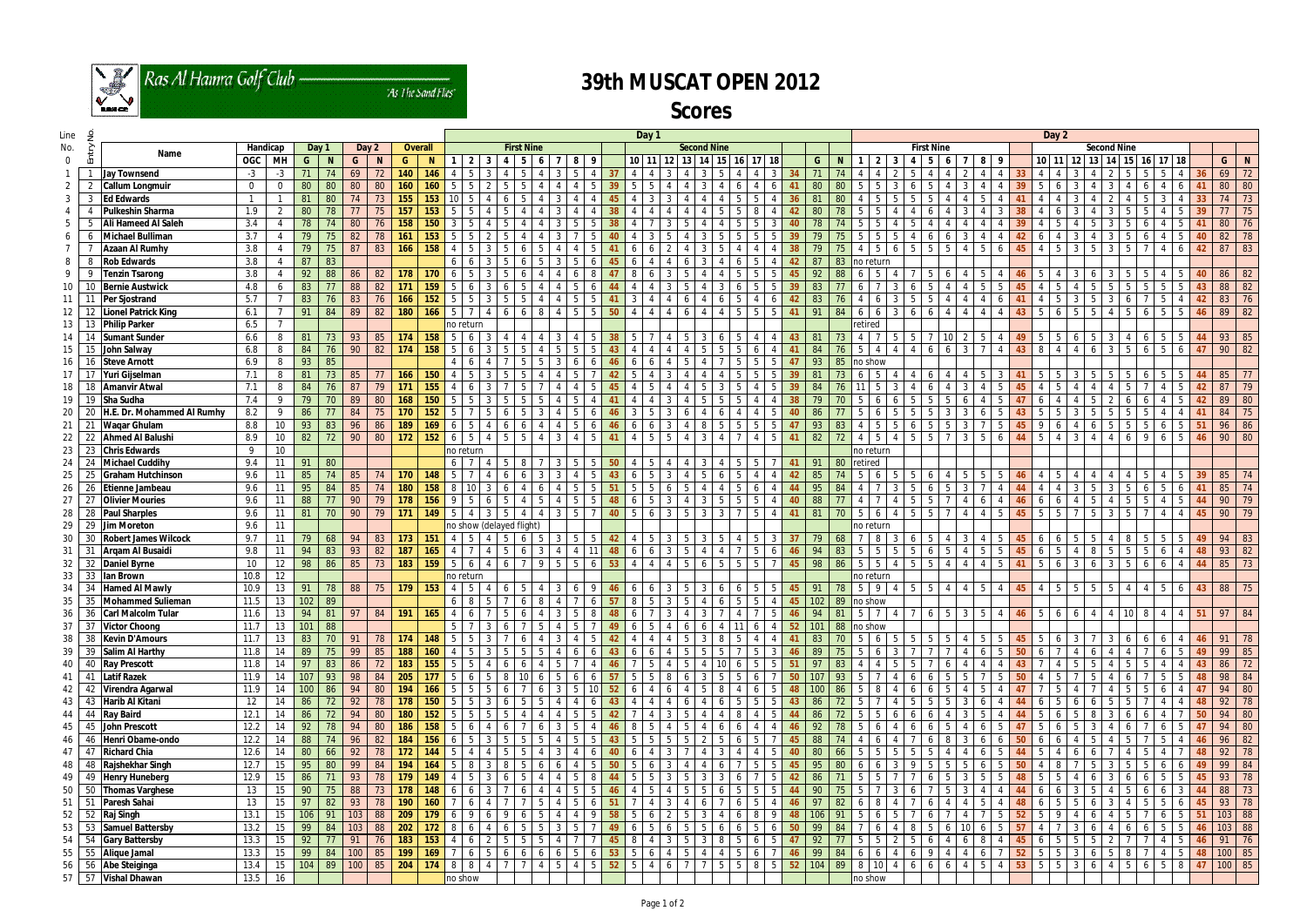# 39th MUSCAT OPEN 2012

## Scores

Ras Al Hamra Golf Club — "As The Sand Flies"

| Line No. | Entry No. | Name | Handicap OGC | Handicap MH | Day 1 G | Day 1 N | Day 2 G | Day 2 N | Overall G | Overall N | D1 1 | D1 2 | D1 3 | D1 4 | D1 5 | D1 6 | D1 7 | D1 8 | D1 9 | D1 Out | D1 10 | D1 11 | D1 12 | D1 13 | D1 14 | D1 15 | D1 16 | D1 17 | D1 18 | D1 In | D1 G | D1 N | D2 1 | D2 2 | D2 3 | D2 4 | D2 5 | D2 6 | D2 7 | D2 8 | D2 9 | D2 Out | D2 10 | D2 11 | D2 12 | D2 13 | D2 14 | D2 15 | D2 16 | D2 17 | D2 18 | D2 In | D2 G | D2 N |
|---|---|---|---|---|---|---|---|---|---|---|---|---|---|---|---|---|---|---|---|---|---|---|---|---|---|---|---|---|---|---|---|---|---|---|---|---|---|---|---|---|---|---|---|---|---|---|---|---|---|---|---|---|---|---|
| 1 | 1 | Jay Townsend | -3 | -3 | 71 | 74 | 69 | 72 | 140 | 146 | 4 | 5 | 3 | 4 | 5 | 4 | 3 | 5 | 4 | 37 | 4 | 4 | 3 | 4 | 3 | 5 | 4 | 4 | 3 | 34 | 71 | 74 | 4 | 4 | 2 | 5 | 4 | 4 | 2 | 4 | 4 | 33 | 4 | 4 | 3 | 4 | 2 | 5 | 5 | 5 | 4 | 36 | 69 | 72 |
| 2 | 2 | Callum Longmuir | 0 | 0 | 80 | 80 | 80 | 80 | 160 | 160 | 5 | 5 | 2 | 5 | 5 | 4 | 4 | 4 | 5 | 39 | 5 | 5 | 4 | 4 | 3 | 4 | 6 | 4 | 6 | 41 | 80 | 80 | 5 | 5 | 3 | 6 | 5 | 4 | 3 | 4 | 4 | 39 | 5 | 6 | 3 | 4 | 3 | 4 | 6 | 4 | 6 | 41 | 80 | 80 |
| 3 | 3 | Ed Edwards | 1 | 1 | 81 | 80 | 74 | 73 | 155 | 153 | 10 | 5 | 4 | 6 | 5 | 4 | 3 | 4 | 4 | 45 | 4 | 3 | 3 | 4 | 4 | 4 | 5 | 5 | 4 | 36 | 81 | 80 | 4 | 5 | 5 | 5 | 5 | 4 | 4 | 5 | 4 | 41 | 4 | 4 | 3 | 4 | 2 | 4 | 5 | 3 | 4 | 33 | 74 | 73 |
| 4 | 4 | Pulkeshin Sharma | 1.9 | 2 | 80 | 78 | 77 | 75 | 157 | 153 | 5 | 5 | 4 | 5 | 4 | 4 | 3 | 4 | 4 | 38 | 4 | 4 | 4 | 4 | 4 | 5 | 5 | 8 | 4 | 42 | 80 | 78 | 5 | 5 | 4 | 4 | 6 | 4 | 3 | 4 | 3 | 38 | 4 | 6 | 3 | 4 | 3 | 5 | 5 | 4 | 5 | 39 | 77 | 75 |
| 5 | 5 | Ali Hameed Al Saleh | 3.4 | 4 | 78 | 74 | 80 | 76 | 158 | 150 | 3 | 5 | 4 | 5 | 4 | 4 | 3 | 5 | 5 | 38 | 4 | 7 | 3 | 5 | 4 | 4 | 5 | 5 | 3 | 40 | 78 | 74 | 5 | 5 | 4 | 5 | 4 | 4 | 4 | 4 | 4 | 39 | 4 | 5 | 4 | 5 | 3 | 5 | 6 | 4 | 5 | 41 | 80 | 76 |
| 6 | 6 | Michael Bulliman | 3.7 | 4 | 79 | 75 | 82 | 78 | 161 | 153 | 5 | 5 | 2 | 5 | 4 | 4 | 3 | 7 | 5 | 40 | 4 | 3 | 5 | 4 | 3 | 5 | 5 | 5 | 5 | 39 | 79 | 75 | 5 | 5 | 5 | 4 | 6 | 6 | 3 | 4 | 4 | 42 | 6 | 4 | 3 | 4 | 3 | 5 | 6 | 4 | 5 | 40 | 82 | 78 |
| 7 | 7 | Azaan Al Rumhy | 3.8 | 4 | 79 | 75 | 87 | 83 | 166 | 158 | 4 | 5 | 3 | 5 | 6 | 5 | 4 | 4 | 5 | 41 | 6 | 6 | 2 | 4 | 3 | 5 | 4 | 4 | 4 | 38 | 79 | 75 | 4 | 5 | 6 | 5 | 5 | 5 | 4 | 5 | 6 | 45 | 4 | 5 | 3 | 5 | 3 | 5 | 7 | 4 | 6 | 42 | 87 | 83 |
| 8 | 8 | Rob Edwards | 3.8 | 4 | 87 | 83 | | | | | 6 | 6 | 3 | 5 | 6 | 5 | 3 | 5 | 6 | 45 | 6 | 4 | 4 | 6 | 3 | 4 | 6 | 5 | 4 | 42 | 87 | 83 | no return | | | | | | | | | | | | | | | | | | | | | |
| 9 | 9 | Tenzin Tsarong | 3.8 | 4 | 92 | 88 | 86 | 82 | 178 | 170 | 6 | 5 | 3 | 5 | 6 | 4 | 4 | 6 | 8 | 47 | 8 | 6 | 3 | 5 | 4 | 4 | 5 | 5 | 5 | 45 | 92 | 88 | 6 | 5 | 4 | 7 | 5 | 6 | 4 | 5 | 4 | 46 | 5 | 4 | 3 | 6 | 3 | 5 | 5 | 4 | 5 | 40 | 86 | 82 |
| 10 | 10 | Bernie Austwick | 4.8 | 6 | 83 | 77 | 88 | 82 | 171 | 159 | 5 | 6 | 3 | 6 | 5 | 4 | 4 | 5 | 6 | 44 | 4 | 4 | 3 | 5 | 4 | 3 | 6 | 5 | 5 | 39 | 83 | 77 | 6 | 7 | 3 | 6 | 5 | 4 | 4 | 5 | 5 | 45 | 4 | 5 | 4 | 5 | 5 | 5 | 5 | 5 | 5 | 43 | 88 | 82 |
| 11 | 11 | Per Sjostrand | 5.7 | 7 | 83 | 76 | 83 | 76 | 166 | 152 | 5 | 5 | 3 | 5 | 5 | 4 | 4 | 5 | 5 | 41 | 3 | 4 | 4 | 6 | 4 | 6 | 5 | 4 | 6 | 42 | 83 | 76 | 4 | 6 | 3 | 5 | 5 | 4 | 4 | 4 | 6 | 41 | 4 | 5 | 3 | 5 | 3 | 6 | 7 | 5 | 4 | 42 | 83 | 76 |
| 12 | 12 | Lionel Patrick King | 6.1 | 7 | 91 | 84 | 89 | 82 | 180 | 166 | 5 | 7 | 4 | 6 | 6 | 8 | 4 | 5 | 5 | 50 | 4 | 4 | 4 | 6 | 4 | 4 | 5 | 5 | 5 | 41 | 91 | 84 | 6 | 6 | 3 | 6 | 6 | 4 | 4 | 4 | 4 | 43 | 5 | 6 | 5 | 5 | 4 | 5 | 6 | 5 | 5 | 46 | 89 | 82 |
| 13 | 13 | Philip Parker | 6.5 | 7 | | | | | | | no return | | | | | | | | | | | | | | | | | | | | | | | | | | | | | | | | | | | | | | | | | | | |
| 14 | 14 | Sumant Sunder | 6.6 | 8 | 81 | 73 | 93 | 85 | 174 | 158 | 5 | 6 | 3 | 4 | 4 | 4 | 3 | 4 | 5 | 38 | 5 | 7 | 4 | 5 | 3 | 6 | 5 | 4 | 4 | 43 | 81 | 73 | 4 | 7 | 5 | 5 | 7 | 10 | 2 | 5 | 4 | 49 | 5 | 5 | 6 | 5 | 3 | 4 | 6 | 5 | 5 | 44 | 93 | 85 |
| 15 | 15 | John Salway | 6.8 | 8 | 84 | 76 | 90 | 82 | 174 | 158 | 5 | 6 | 3 | 5 | 5 | 4 | 5 | 5 | 5 | 43 | 4 | 4 | 4 | 4 | 5 | 5 | 5 | 6 | 4 | 41 | 84 | 76 | 5 | 4 | 4 | 4 | 6 | 6 | 3 | 7 | 4 | 43 | 8 | 4 | 4 | 6 | 3 | 5 | 6 | 5 | 6 | 47 | 90 | 82 |
| 16 | 16 | Steve Arnott | 6.9 | 8 | 93 | 85 | | | | | 4 | 6 | 4 | 7 | 5 | 5 | 3 | 6 | 6 | 46 | 6 | 6 | 4 | 5 | 4 | 7 | 5 | 5 | 5 | 47 | 93 | 85 | no show | | | | | | | | | | | | | | | | | | | | | |
| 17 | 17 | Yuri Gijselman | 7.1 | 8 | 81 | 73 | 85 | 77 | 166 | 150 | 4 | 5 | 3 | 5 | 5 | 4 | 4 | 5 | 7 | 42 | 5 | 4 | 3 | 4 | 4 | 4 | 5 | 5 | 5 | 39 | 81 | 73 | 6 | 5 | 4 | 4 | 6 | 4 | 4 | 5 | 3 | 41 | 5 | 5 | 3 | 5 | 5 | 6 | 5 | 5 | 5 | 44 | 85 | 77 |
| 18 | 18 | Amanvir Atwal | 7.1 | 8 | 84 | 76 | 87 | 79 | 171 | 155 | 4 | 6 | 3 | 7 | 5 | 7 | 4 | 4 | 5 | 45 | 4 | 5 | 4 | 4 | 5 | 3 | 5 | 4 | 5 | 39 | 84 | 76 | 11 | 5 | 3 | 4 | 6 | 4 | 3 | 4 | 5 | 45 | 4 | 5 | 4 | 4 | 4 | 5 | 7 | 4 | 5 | 42 | 87 | 79 |
| 19 | 19 | Sha Sudha | 7.4 | 9 | 79 | 70 | 89 | 80 | 168 | 150 | 5 | 5 | 3 | 5 | 5 | 5 | 4 | 5 | 4 | 41 | 4 | 4 | 3 | 4 | 5 | 5 | 5 | 4 | 4 | 38 | 79 | 70 | 5 | 6 | 6 | 5 | 5 | 5 | 6 | 4 | 5 | 47 | 6 | 4 | 4 | 5 | 2 | 6 | 6 | 4 | 5 | 42 | 89 | 80 |
| 20 | 20 | H.E. Dr. Mohammed Al Rumhy | 8.2 | 9 | 86 | 77 | 84 | 75 | 170 | 152 | 5 | 7 | 5 | 6 | 5 | 3 | 4 | 5 | 6 | 46 | 3 | 5 | 3 | 6 | 4 | 6 | 4 | 4 | 5 | 40 | 86 | 77 | 5 | 6 | 5 | 5 | 5 | 3 | 3 | 6 | 5 | 43 | 5 | 5 | 3 | 5 | 5 | 5 | 5 | 4 | 4 | 41 | 84 | 75 |
| 21 | 21 | Waqar Ghulam | 8.8 | 10 | 93 | 83 | 96 | 86 | 189 | 169 | 6 | 5 | 4 | 6 | 6 | 4 | 4 | 5 | 6 | 46 | 6 | 6 | 3 | 4 | 8 | 5 | 5 | 5 | 5 | 47 | 93 | 83 | 4 | 5 | 5 | 6 | 5 | 5 | 3 | 7 | 5 | 45 | 9 | 6 | 4 | 6 | 5 | 5 | 5 | 6 | 5 | 51 | 96 | 86 |
| 22 | 22 | Ahmed Al Balushi | 8.9 | 10 | 82 | 72 | 90 | 80 | 172 | 152 | 6 | 5 | 4 | 5 | 5 | 4 | 3 | 4 | 5 | 41 | 4 | 5 | 5 | 4 | 3 | 4 | 7 | 4 | 5 | 41 | 82 | 72 | 4 | 5 | 4 | 5 | 5 | 7 | 3 | 5 | 6 | 44 | 5 | 4 | 3 | 4 | 4 | 6 | 9 | 6 | 5 | 46 | 90 | 80 |
| 23 | 23 | Chris Edwards | 9 | 10 | | | | | | | no return | | | | | | | | | | | | | | | | | | | | | | no return | | | | | | | | | | | | | | | | | | | | | |
| 24 | 24 | Michael Cuddihy | 9.4 | 11 | 91 | 80 | | | | | 6 | 7 | 4 | 5 | 8 | 7 | 3 | 5 | 5 | 50 | 4 | 5 | 4 | 4 | 3 | 4 | 5 | 5 | 7 | 41 | 91 | 80 | retired | | | | | | | | | | | | | | | | | | | | | |
| 25 | 25 | Graham Hutchinson | 9.6 | 11 | 85 | 74 | 85 | 74 | 170 | 148 | 5 | 7 | 4 | 6 | 6 | 3 | 3 | 4 | 5 | 43 | 6 | 5 | 3 | 4 | 5 | 6 | 5 | 4 | 4 | 42 | 85 | 74 | 5 | 6 | 5 | 5 | 6 | 4 | 5 | 5 | 5 | 46 | 4 | 5 | 4 | 4 | 4 | 4 | 5 | 4 | 5 | 39 | 85 | 74 |
| 26 | 26 | Etienne Jambeau | 9.6 | 11 | 95 | 84 | 85 | 74 | 180 | 158 | 8 | 10 | 3 | 6 | 4 | 6 | 4 | 5 | 5 | 51 | 5 | 5 | 6 | 5 | 4 | 4 | 5 | 6 | 4 | 44 | 95 | 84 | 4 | 7 | 3 | 5 | 6 | 5 | 3 | 7 | 4 | 44 | 4 | 4 | 3 | 5 | 3 | 5 | 6 | 5 | 6 | 41 | 85 | 74 |
| 27 | 27 | Olivier Mouries | 9.6 | 11 | 88 | 77 | 90 | 79 | 178 | 156 | 9 | 5 | 6 | 5 | 4 | 5 | 4 | 5 | 5 | 48 | 6 | 5 | 3 | 4 | 3 | 5 | 5 | 5 | 4 | 40 | 88 | 77 | 4 | 7 | 4 | 5 | 5 | 7 | 4 | 6 | 4 | 46 | 6 | 6 | 4 | 5 | 4 | 5 | 5 | 4 | 5 | 44 | 90 | 79 |
| 28 | 28 | Paul Sharples | 9.6 | 11 | 81 | 70 | 90 | 79 | 171 | 149 | 5 | 4 | 3 | 5 | 4 | 4 | 3 | 5 | 7 | 40 | 5 | 6 | 3 | 5 | 3 | 3 | 7 | 5 | 4 | 41 | 81 | 70 | 5 | 6 | 4 | 5 | 5 | 7 | 4 | 4 | 5 | 45 | 5 | 5 | 7 | 5 | 3 | 5 | 7 | 4 | 4 | 45 | 90 | 79 |
| 29 | 29 | Jim Moreton | 9.6 | 11 | | | | | | | no show (delayed flight) | | | | | | | | | | | | | | | | | | | | | | no return | | | | | | | | | | | | | | | | | | | | | |
| 30 | 30 | Robert James Wilcock | 9.7 | 11 | 79 | 68 | 94 | 83 | 173 | 151 | 4 | 5 | 4 | 5 | 6 | 5 | 3 | 5 | 5 | 42 | 4 | 5 | 3 | 5 | 3 | 5 | 4 | 5 | 3 | 37 | 79 | 68 | 7 | 8 | 3 | 6 | 5 | 4 | 3 | 4 | 5 | 45 | 6 | 6 | 5 | 5 | 4 | 8 | 5 | 5 | 5 | 49 | 94 | 83 |
| 31 | 31 | Arqam Al Busaidi | 9.8 | 11 | 94 | 83 | 93 | 82 | 187 | 165 | 4 | 7 | 4 | 5 | 6 | 3 | 4 | 4 | 11 | 48 | 6 | 6 | 3 | 5 | 4 | 4 | 7 | 5 | 6 | 46 | 94 | 83 | 5 | 5 | 5 | 5 | 6 | 5 | 4 | 5 | 5 | 45 | 6 | 5 | 4 | 8 | 5 | 5 | 5 | 6 | 4 | 48 | 93 | 82 |
| 32 | 32 | Daniel Byrne | 10 | 12 | 98 | 86 | 85 | 73 | 183 | 159 | 5 | 6 | 4 | 6 | 7 | 9 | 5 | 5 | 6 | 53 | 4 | 4 | 4 | 5 | 6 | 5 | 5 | 5 | 7 | 45 | 98 | 86 | 5 | 5 | 4 | 5 | 5 | 4 | 4 | 4 | 5 | 41 | 5 | 6 | 3 | 6 | 3 | 5 | 6 | 6 | 4 | 44 | 85 | 73 |
| 33 | 33 | Ian Brown | 10.8 | 12 | | | | | | | no return | | | | | | | | | | | | | | | | | | | | | | no return | | | | | | | | | | | | | | | | | | | | | |
| 34 | 34 | Hamed Al Mawly | 10.9 | 13 | 91 | 78 | 88 | 75 | 179 | 153 | 4 | 5 | 4 | 6 | 5 | 4 | 3 | 6 | 9 | 46 | 6 | 6 | 3 | 5 | 3 | 6 | 6 | 5 | 5 | 45 | 91 | 78 | 5 | 9 | 4 | 5 | 5 | 4 | 4 | 5 | 4 | 45 | 4 | 5 | 5 | 5 | 5 | 4 | 4 | 5 | 6 | 43 | 88 | 75 |
| 35 | 35 | Mohammed Sulieman | 11.5 | 13 | 102 | 89 | | | | | 6 | 8 | 5 | 7 | 6 | 8 | 4 | 7 | 6 | 57 | 8 | 5 | 3 | 5 | 4 | 6 | 5 | 5 | 4 | 45 | 102 | 89 | no show | | | | | | | | | | | | | | | | | | | | | |
| 36 | 36 | Carl Malcolm Tular | 11.6 | 13 | 94 | 81 | 97 | 84 | 191 | 165 | 4 | 6 | 7 | 5 | 6 | 4 | 3 | 5 | 8 | 48 | 6 | 7 | 3 | 4 | 3 | 7 | 4 | 7 | 5 | 46 | 94 | 81 | 5 | 7 | 4 | 7 | 6 | 5 | 3 | 5 | 4 | 46 | 5 | 6 | 6 | 4 | 4 | 10 | 8 | 4 | 4 | 51 | 97 | 84 |
| 37 | 37 | Victor Choong | 11.7 | 13 | 101 | 88 | | | | | 5 | 7 | 3 | 6 | 7 | 5 | 4 | 5 | 7 | 49 | 6 | 5 | 4 | 6 | 6 | 4 | 11 | 6 | 4 | 52 | 101 | 88 | no show | | | | | | | | | | | | | | | | | | | | | |
| 38 | 38 | Kevin D'Amours | 11.7 | 13 | 83 | 70 | 91 | 78 | 174 | 148 | 5 | 5 | 3 | 7 | 6 | 4 | 3 | 4 | 5 | 42 | 4 | 4 | 4 | 5 | 3 | 8 | 5 | 4 | 4 | 41 | 83 | 70 | 5 | 6 | 5 | 5 | 5 | 5 | 4 | 5 | 5 | 45 | 5 | 6 | 3 | 7 | 3 | 6 | 6 | 6 | 4 | 46 | 91 | 78 |
| 39 | 39 | Salim Al Harthy | 11.8 | 14 | 89 | 75 | 99 | 85 | 188 | 160 | 4 | 5 | 3 | 5 | 5 | 5 | 4 | 6 | 6 | 43 | 6 | 6 | 4 | 5 | 5 | 5 | 7 | 5 | 3 | 46 | 89 | 75 | 5 | 6 | 3 | 7 | 7 | 7 | 4 | 6 | 5 | 50 | 6 | 7 | 4 | 6 | 4 | 4 | 7 | 6 | 5 | 49 | 99 | 85 |
| 40 | 40 | Ray Prescott | 11.8 | 14 | 97 | 83 | 86 | 72 | 183 | 155 | 5 | 5 | 4 | 6 | 6 | 4 | 5 | 7 | 4 | 46 | 7 | 5 | 4 | 5 | 4 | 10 | 6 | 5 | 5 | 51 | 97 | 83 | 4 | 4 | 5 | 5 | 7 | 6 | 4 | 4 | 4 | 43 | 7 | 4 | 5 | 5 | 4 | 5 | 5 | 4 | 4 | 43 | 86 | 72 |
| 41 | 41 | Latif Razek | 11.9 | 14 | 107 | 93 | 98 | 84 | 205 | 177 | 5 | 6 | 5 | 8 | 10 | 6 | 5 | 6 | 6 | 57 | 5 | 5 | 8 | 6 | 3 | 5 | 5 | 6 | 7 | 50 | 107 | 93 | 5 | 7 | 4 | 6 | 6 | 5 | 5 | 7 | 5 | 50 | 4 | 5 | 7 | 5 | 4 | 6 | 7 | 5 | 5 | 48 | 98 | 84 |
| 42 | 42 | Virendra Agarwal | 11.9 | 14 | 100 | 86 | 94 | 80 | 194 | 166 | 5 | 5 | 5 | 6 | 7 | 6 | 3 | 5 | 10 | 52 | 6 | 4 | 6 | 4 | 5 | 8 | 4 | 6 | 5 | 48 | 100 | 86 | 5 | 8 | 4 | 6 | 6 | 5 | 4 | 5 | 4 | 47 | 7 | 5 | 4 | 7 | 4 | 5 | 5 | 6 | 4 | 47 | 94 | 80 |
| 43 | 43 | Harib Al Kitani | 12 | 14 | 86 | 72 | 92 | 78 | 178 | 150 | 5 | 5 | 3 | 6 | 5 | 5 | 4 | 4 | 6 | 43 | 4 | 4 | 4 | 6 | 4 | 6 | 5 | 5 | 5 | 43 | 86 | 72 | 5 | 7 | 4 | 5 | 5 | 5 | 3 | 6 | 4 | 44 | 6 | 5 | 6 | 6 | 5 | 5 | 7 | 4 | 4 | 48 | 92 | 78 |
| 44 | 44 | Ray Baird | 12.1 | 14 | 86 | 72 | 94 | 80 | 180 | 152 | 5 | 5 | 5 | 5 | 4 | 4 | 4 | 5 | 5 | 42 | 7 | 4 | 3 | 5 | 4 | 4 | 8 | 4 | 5 | 44 | 86 | 72 | 5 | 5 | 6 | 6 | 6 | 4 | 3 | 5 | 4 | 44 | 5 | 6 | 5 | 8 | 3 | 6 | 6 | 4 | 7 | 50 | 94 | 80 |
| 45 | 45 | John Prescott | 12.2 | 14 | 92 | 78 | 94 | 80 | 186 | 158 | 5 | 6 | 4 | 6 | 7 | 6 | 3 | 5 | 4 | 46 | 8 | 5 | 4 | 5 | 4 | 6 | 6 | 4 | 4 | 46 | 92 | 78 | 5 | 6 | 4 | 6 | 6 | 5 | 4 | 6 | 5 | 47 | 5 | 6 | 5 | 3 | 4 | 6 | 7 | 6 | 5 | 47 | 94 | 80 |
| 46 | 46 | Henri Obame-ondo | 12.2 | 14 | 88 | 74 | 96 | 82 | 184 | 156 | 6 | 5 | 3 | 5 | 5 | 5 | 4 | 5 | 5 | 43 | 5 | 5 | 5 | 5 | 2 | 5 | 6 | 5 | 7 | 45 | 88 | 74 | 4 | 6 | 4 | 7 | 6 | 8 | 3 | 6 | 6 | 50 | 6 | 6 | 4 | 5 | 4 | 5 | 7 | 5 | 4 | 46 | 96 | 82 |
| 47 | 47 | Richard Chia | 12.6 | 14 | 80 | 66 | 92 | 78 | 172 | 144 | 5 | 4 | 4 | 5 | 5 | 4 | 3 | 4 | 6 | 40 | 6 | 4 | 3 | 7 | 4 | 3 | 4 | 4 | 5 | 40 | 80 | 66 | 5 | 5 | 5 | 5 | 5 | 4 | 4 | 6 | 5 | 44 | 5 | 4 | 6 | 6 | 7 | 4 | 5 | 4 | 7 | 48 | 92 | 78 |
| 48 | 48 | Rajshekhar Singh | 12.7 | 15 | 95 | 80 | 99 | 84 | 194 | 164 | 5 | 8 | 3 | 8 | 5 | 6 | 6 | 4 | 5 | 50 | 5 | 6 | 3 | 4 | 4 | 6 | 7 | 5 | 5 | 45 | 95 | 80 | 6 | 6 | 3 | 9 | 5 | 5 | 5 | 6 | 5 | 50 | 4 | 8 | 7 | 5 | 3 | 5 | 5 | 6 | 6 | 49 | 99 | 84 |
| 49 | 49 | Henry Huneberg | 12.9 | 15 | 86 | 71 | 93 | 78 | 179 | 149 | 4 | 5 | 3 | 6 | 5 | 4 | 4 | 5 | 8 | 44 | 5 | 5 | 3 | 5 | 3 | 3 | 6 | 7 | 5 | 42 | 86 | 71 | 5 | 5 | 7 | 7 | 6 | 5 | 3 | 5 | 5 | 48 | 5 | 5 | 4 | 6 | 3 | 6 | 6 | 5 | 5 | 45 | 93 | 78 |
| 50 | 50 | Thomas Varghese | 13 | 15 | 90 | 75 | 88 | 73 | 178 | 148 | 6 | 6 | 3 | 7 | 6 | 4 | 4 | 5 | 5 | 46 | 4 | 5 | 4 | 5 | 5 | 6 | 5 | 5 | 5 | 44 | 90 | 75 | 5 | 7 | 3 | 6 | 7 | 5 | 3 | 4 | 4 | 44 | 6 | 6 | 3 | 5 | 4 | 5 | 6 | 6 | 3 | 44 | 88 | 73 |
| 51 | 51 | Paresh Sahai | 13 | 15 | 97 | 82 | 93 | 78 | 190 | 160 | 7 | 6 | 4 | 7 | 7 | 5 | 4 | 5 | 6 | 51 | 7 | 4 | 3 | 4 | 6 | 7 | 6 | 5 | 4 | 46 | 97 | 82 | 6 | 8 | 4 | 7 | 6 | 4 | 4 | 5 | 4 | 48 | 6 | 5 | 5 | 6 | 3 | 4 | 5 | 5 | 6 | 45 | 93 | 78 |
| 52 | 52 | Raj Singh | 13.1 | 15 | 106 | 91 | 103 | 88 | 209 | 179 | 6 | 9 | 6 | 9 | 6 | 5 | 4 | 4 | 9 | 58 | 5 | 6 | 2 | 5 | 3 | 4 | 6 | 8 | 9 | 48 | 106 | 91 | 5 | 6 | 5 | 7 | 6 | 7 | 4 | 7 | 5 | 52 | 5 | 9 | 4 | 6 | 4 | 5 | 7 | 6 | 5 | 51 | 103 | 88 |
| 53 | 53 | Samuel Battersby | 13.2 | 15 | 99 | 84 | 103 | 88 | 202 | 172 | 8 | 6 | 4 | 6 | 5 | 5 | 3 | 5 | 7 | 49 | 6 | 5 | 6 | 5 | 5 | 6 | 6 | 5 | 6 | 50 | 99 | 84 | 7 | 6 | 4 | 8 | 5 | 6 | 10 | 6 | 5 | 57 | 4 | 7 | 3 | 6 | 4 | 6 | 6 | 5 | 5 | 46 | 103 | 88 |
| 54 | 54 | Gary Battersby | 13.3 | 15 | 92 | 77 | 91 | 76 | 183 | 153 | 4 | 6 | 2 | 5 | 5 | 5 | 4 | 7 | 7 | 45 | 8 | 4 | 4 | 3 | 5 | 8 | 5 | 6 | 5 | 47 | 92 | 77 | 5 | 5 | 2 | 5 | 6 | 4 | 6 | 8 | 4 | 45 | 6 | 5 | 5 | 5 | 2 | 7 | 7 | 4 | 5 | 46 | 91 | 76 |
| 55 | 55 | Alique Jamal | 13.3 | 15 | 99 | 84 | 100 | 85 | 199 | 169 | 7 | 6 | 5 | 6 | 6 | 6 | 6 | 5 | 6 | 53 | 6 | 4 | 6 | 5 | 4 | 4 | 5 | 6 | 7 | 46 | 99 | 84 | 6 | 6 | 4 | 6 | 9 | 4 | 4 | 6 | 7 | 52 | 5 | 5 | 3 | 6 | 5 | 8 | 7 | 4 | 5 | 48 | 100 | 85 |
| 56 | 56 | Abe Steiginga | 13.4 | 15 | 104 | 89 | 100 | 85 | 204 | 174 | 8 | 8 | 4 | 7 | 7 | 4 | 5 | 4 | 5 | 52 | 5 | 4 | 6 | 7 | 7 | 5 | 5 | 8 | 5 | 52 | 104 | 89 | 8 | 10 | 4 | 6 | 6 | 6 | 4 | 5 | 4 | 53 | 5 | 5 | 3 | 6 | 4 | 5 | 6 | 5 | 8 | 47 | 100 | 85 |
| 57 | 57 | Vishal Dhawan | 13.5 | 16 | | | | | | | no show | | | | | | | | | | | | | | | | | | | | | | no show | | | | | | | | | | | | | | | | | | | | | |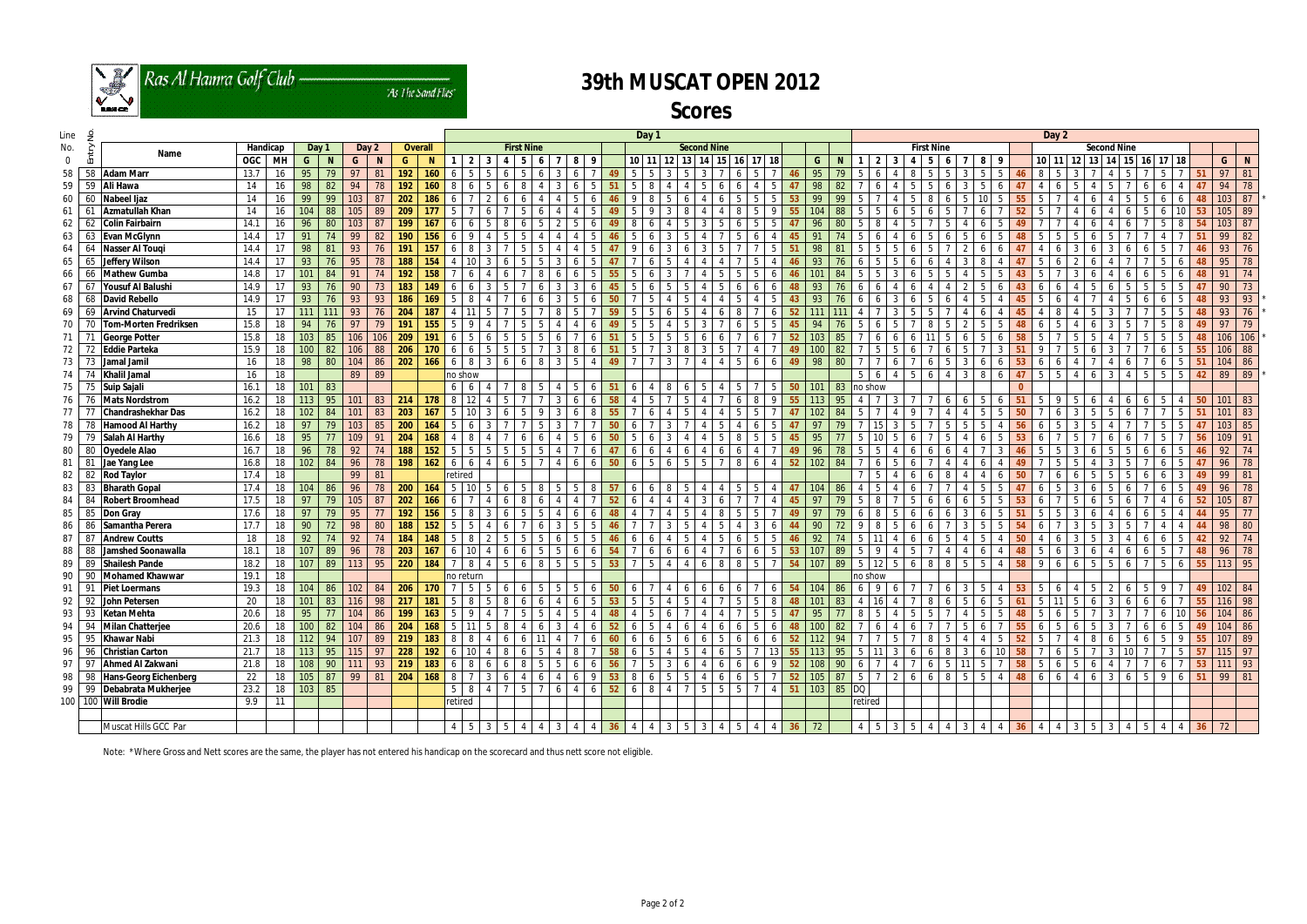# 39th MUSCAT OPEN 2012

## Scores

| Line No. | Entry No. | Name | Handicap | | Day 1 | | Day 2 | | Overall | | Day 1 | | | | | | | | | | | | | | | | | | | | | | Day 2 | | | | | | | | | | | | | | | | | | | | | | |
|---|---|---|---|---|---|---|---|---|---|---|---|---|---|---|---|---|---|---|---|---|---|---|---|---|---|---|---|---|---|---|---|---|---|---|---|---|---|---|---|---|---|---|---|---|---|---|---|---|---|---|---|---|---|---|---|
| | | | | | | | | | | | First Nine | | | | | | | | | | Second Nine | | | | | | | | | | | | First Nine | | | | | | | | | | Second Nine | | | | | | | | | | | | |
| 0 | | | OGC | MH | G | N | G | N | G | N | 1 | 2 | 3 | 4 | 5 | 6 | 7 | 8 | 9 | | 10 | 11 | 12 | 13 | 14 | 15 | 16 | 17 | 18 | | G | N | 1 | 2 | 3 | 4 | 5 | 6 | 7 | 8 | 9 | | 10 | 11 | 12 | 13 | 14 | 15 | 16 | 17 | 18 | | G | N | |
| 58 | 58 | Adam Marr | 13.7 | 16 | 95 | 79 | 97 | 81 | 192 | 160 | 6 | 5 | 5 | 6 | 5 | 6 | 3 | 6 | 7 | 49 | 5 | 5 | 3 | 5 | 3 | 7 | 6 | 5 | 7 | 46 | 95 | 79 | 5 | 6 | 4 | 8 | 5 | 5 | 3 | 5 | 5 | 46 | 8 | 5 | 3 | 7 | 4 | 5 | 7 | 5 | 7 | 51 | 97 | 81 | |
| 59 | 59 | Ali Hawa | 14 | 16 | 98 | 82 | 94 | 78 | 192 | 160 | 8 | 6 | 5 | 6 | 8 | 4 | 3 | 6 | 5 | 51 | 5 | 8 | 4 | 4 | 5 | 6 | 6 | 4 | 5 | 47 | 98 | 82 | 7 | 6 | 4 | 5 | 5 | 6 | 3 | 5 | 6 | 47 | 4 | 6 | 5 | 4 | 5 | 7 | 6 | 6 | 4 | 47 | 94 | 78 | |
| 60 | 60 | Nabeel Ijaz | 14 | 16 | 99 | 99 | 103 | 87 | 202 | 186 | 6 | 7 | 2 | 6 | 6 | 4 | 4 | 5 | 6 | 46 | 9 | 8 | 5 | 6 | 4 | 6 | 5 | 5 | 5 | 53 | 99 | 99 | 5 | 7 | 4 | 5 | 8 | 6 | 5 | 10 | 5 | 55 | 5 | 7 | 4 | 6 | 4 | 5 | 5 | 6 | 6 | 48 | 103 | 87 | * |
| 61 | 61 | Azmatullah Khan | 14 | 16 | 104 | 88 | 105 | 89 | 209 | 177 | 5 | 7 | 6 | 7 | 5 | 6 | 4 | 4 | 5 | 49 | 5 | 9 | 3 | 8 | 4 | 4 | 8 | 5 | 9 | 55 | 104 | 88 | 5 | 5 | 6 | 5 | 6 | 5 | 7 | 6 | 7 | 52 | 5 | 7 | 4 | 6 | 4 | 6 | 5 | 6 | 10 | 53 | 105 | 89 | |
| 62 | 62 | Colin Fairbairn | 14.1 | 16 | 96 | 80 | 103 | 87 | 199 | 167 | 6 | 6 | 5 | 8 | 6 | 5 | 2 | 5 | 6 | 49 | 8 | 6 | 4 | 5 | 3 | 5 | 6 | 5 | 5 | 47 | 96 | 80 | 5 | 8 | 4 | 5 | 7 | 5 | 4 | 6 | 5 | 49 | 7 | 7 | 4 | 6 | 4 | 6 | 7 | 5 | 8 | 54 | 103 | 87 | |
| 63 | 63 | Evan McGlynn | 14.4 | 17 | 91 | 74 | 99 | 82 | 190 | 156 | 6 | 9 | 4 | 5 | 5 | 4 | 4 | 4 | 5 | 46 | 5 | 6 | 3 | 5 | 4 | 7 | 5 | 6 | 4 | 45 | 91 | 74 | 5 | 6 | 4 | 6 | 5 | 6 | 5 | 6 | 5 | 48 | 5 | 5 | 5 | 6 | 5 | 7 | 7 | 4 | 7 | 51 | 99 | 82 | |
| 64 | 64 | Nasser Al Touqi | 14.4 | 17 | 98 | 81 | 93 | 76 | 191 | 157 | 6 | 8 | 3 | 7 | 5 | 5 | 4 | 4 | 5 | 47 | 9 | 6 | 3 | 6 | 3 | 5 | 7 | 7 | 5 | 51 | 98 | 81 | 5 | 5 | 5 | 6 | 5 | 7 | 2 | 6 | 6 | 47 | 4 | 6 | 3 | 6 | 3 | 6 | 6 | 5 | 7 | 46 | 93 | 76 | |
| 65 | 65 | Jeffery Wilson | 14.4 | 17 | 93 | 76 | 95 | 78 | 188 | 154 | 4 | 10 | 3 | 6 | 5 | 5 | 3 | 6 | 5 | 47 | 7 | 6 | 5 | 4 | 4 | 4 | 7 | 5 | 4 | 46 | 93 | 76 | 6 | 5 | 5 | 6 | 6 | 4 | 3 | 8 | 4 | 47 | 5 | 6 | 2 | 6 | 4 | 7 | 7 | 5 | 6 | 48 | 95 | 78 | |
| 66 | 66 | Mathew Gumba | 14.8 | 17 | 101 | 84 | 91 | 74 | 192 | 158 | 7 | 6 | 4 | 6 | 7 | 8 | 6 | 6 | 5 | 55 | 5 | 6 | 3 | 7 | 4 | 5 | 5 | 5 | 6 | 46 | 101 | 84 | 5 | 5 | 3 | 6 | 5 | 5 | 4 | 5 | 5 | 43 | 5 | 7 | 3 | 6 | 4 | 6 | 6 | 5 | 6 | 48 | 91 | 74 | |
| 67 | 67 | Yousuf Al Balushi | 14.9 | 17 | 93 | 76 | 90 | 73 | 183 | 149 | 6 | 6 | 3 | 5 | 7 | 6 | 3 | 3 | 6 | 45 | 5 | 6 | 5 | 5 | 4 | 5 | 6 | 6 | 6 | 48 | 93 | 76 | 6 | 6 | 4 | 6 | 4 | 4 | 2 | 5 | 6 | 43 | 6 | 6 | 4 | 5 | 6 | 5 | 5 | 5 | 5 | 47 | 90 | 73 | |
| 68 | 68 | David Rebello | 14.9 | 17 | 93 | 76 | 93 | 93 | 186 | 169 | 5 | 8 | 4 | 7 | 6 | 6 | 3 | 5 | 6 | 50 | 7 | 5 | 4 | 5 | 4 | 4 | 5 | 4 | 5 | 43 | 93 | 76 | 6 | 6 | 3 | 6 | 5 | 6 | 4 | 5 | 4 | 45 | 5 | 6 | 4 | 7 | 4 | 5 | 6 | 6 | 5 | 48 | 93 | 93 | * |
| 69 | 69 | Arvind Chaturvedi | 15 | 17 | 111 | 111 | 93 | 76 | 204 | 187 | 4 | 11 | 5 | 7 | 5 | 7 | 8 | 5 | 7 | 59 | 5 | 5 | 6 | 5 | 4 | 6 | 8 | 7 | 6 | 52 | 111 | 111 | 4 | 7 | 3 | 5 | 5 | 7 | 4 | 6 | 4 | 45 | 4 | 8 | 4 | 5 | 3 | 7 | 7 | 5 | 5 | 48 | 93 | 76 | * |
| 70 | 70 | Tom-Morten Fredriksen | 15.8 | 18 | 94 | 76 | 97 | 79 | 191 | 155 | 5 | 9 | 4 | 7 | 5 | 5 | 4 | 4 | 6 | 49 | 5 | 5 | 4 | 5 | 3 | 7 | 6 | 5 | 5 | 45 | 94 | 76 | 5 | 6 | 5 | 7 | 8 | 5 | 2 | 5 | 5 | 48 | 6 | 5 | 4 | 6 | 3 | 5 | 7 | 5 | 8 | 49 | 97 | 79 | |
| 71 | 71 | George Potter | 15.8 | 18 | 103 | 85 | 106 | 106 | 209 | 191 | 6 | 5 | 6 | 5 | 5 | 5 | 6 | 7 | 6 | 51 | 5 | 5 | 5 | 5 | 6 | 6 | 7 | 6 | 7 | 52 | 103 | 85 | 7 | 6 | 6 | 6 | 11 | 5 | 6 | 5 | 6 | 58 | 5 | 7 | 5 | 5 | 4 | 7 | 5 | 5 | 5 | 48 | 106 | 106 | * |
| 72 | 72 | Eddie Parteka | 15.9 | 18 | 100 | 82 | 106 | 88 | 206 | 170 | 6 | 6 | 5 | 5 | 5 | 7 | 3 | 8 | 6 | 51 | 5 | 7 | 3 | 8 | 3 | 5 | 7 | 4 | 7 | 49 | 100 | 82 | 7 | 5 | 5 | 6 | 7 | 6 | 5 | 7 | 3 | 51 | 9 | 7 | 5 | 6 | 3 | 7 | 7 | 6 | 5 | 55 | 106 | 88 | |
| 73 | 73 | Jamal Jamil | 16 | 18 | 98 | 80 | 104 | 86 | 202 | 166 | 6 | 8 | 3 | 6 | 6 | 8 | 3 | 5 | 4 | 49 | 7 | 7 | 3 | 7 | 4 | 4 | 5 | 6 | 6 | 49 | 98 | 80 | 7 | 7 | 6 | 7 | 6 | 5 | 3 | 6 | 6 | 53 | 6 | 6 | 4 | 7 | 4 | 6 | 7 | 6 | 5 | 51 | 104 | 86 | |
| 74 | 74 | Khalil Jamal | 16 | 18 | | | 89 | 89 | | | no show | | | | | | | | | | | | | | | | | | | | | | 5 | 6 | 4 | 5 | 6 | 4 | 3 | 8 | 6 | 47 | 5 | 5 | 4 | 6 | 3 | 4 | 5 | 5 | 5 | 42 | 89 | 89 | * |
| 75 | 75 | Suip Sajali | 16.1 | 18 | 101 | 83 | | | | | 6 | 6 | 4 | 7 | 8 | 5 | 4 | 5 | 6 | 51 | 6 | 4 | 8 | 6 | 5 | 4 | 5 | 7 | 5 | 50 | 101 | 83 | no show | | | | | | | | | 0 | | | | | | | | | | | | | |
| 76 | 76 | Mats Nordstrom | 16.2 | 18 | 113 | 95 | 101 | 83 | 214 | 178 | 8 | 12 | 4 | 5 | 7 | 7 | 3 | 6 | 6 | 58 | 4 | 5 | 7 | 5 | 4 | 7 | 6 | 8 | 9 | 55 | 113 | 95 | 4 | 7 | 3 | 7 | 7 | 6 | 6 | 5 | 6 | 51 | 5 | 9 | 5 | 6 | 4 | 6 | 6 | 5 | 4 | 50 | 101 | 83 | |
| 77 | 77 | Chandrashekhar Das | 16.2 | 18 | 102 | 84 | 101 | 83 | 203 | 167 | 5 | 10 | 3 | 6 | 5 | 9 | 3 | 6 | 8 | 55 | 7 | 6 | 4 | 5 | 4 | 4 | 5 | 5 | 7 | 47 | 102 | 84 | 5 | 7 | 4 | 9 | 7 | 4 | 4 | 5 | 5 | 50 | 7 | 6 | 3 | 5 | 5 | 6 | 7 | 7 | 5 | 51 | 101 | 83 | |
| 78 | 78 | Hamood Al Harthy | 16.2 | 18 | 97 | 79 | 103 | 85 | 200 | 164 | 5 | 6 | 3 | 7 | 7 | 5 | 3 | 7 | 7 | 50 | 6 | 7 | 3 | 7 | 4 | 5 | 4 | 6 | 5 | 47 | 97 | 79 | 7 | 15 | 3 | 5 | 7 | 5 | 5 | 5 | 4 | 56 | 6 | 5 | 3 | 5 | 4 | 7 | 7 | 5 | 5 | 47 | 103 | 85 | |
| 79 | 79 | Salah Al Harthy | 16.6 | 18 | 95 | 77 | 109 | 91 | 204 | 168 | 4 | 8 | 4 | 7 | 6 | 6 | 4 | 5 | 6 | 50 | 5 | 6 | 3 | 4 | 4 | 5 | 8 | 5 | 5 | 45 | 95 | 77 | 5 | 10 | 5 | 6 | 7 | 5 | 4 | 6 | 5 | 53 | 6 | 7 | 5 | 7 | 6 | 6 | 7 | 5 | 7 | 56 | 109 | 91 | |
| 80 | 80 | Oyedele Alao | 16.7 | 18 | 96 | 78 | 92 | 74 | 188 | 152 | 5 | 5 | 5 | 5 | 5 | 5 | 4 | 7 | 6 | 47 | 6 | 6 | 4 | 6 | 4 | 6 | 6 | 4 | 7 | 49 | 96 | 78 | 5 | 5 | 4 | 6 | 6 | 6 | 4 | 7 | 3 | 46 | 5 | 5 | 3 | 6 | 5 | 5 | 6 | 6 | 5 | 46 | 92 | 74 | |
| 81 | 81 | Jae Yang Lee | 16.8 | 18 | 102 | 84 | 96 | 78 | 198 | 162 | 6 | 6 | 4 | 6 | 5 | 7 | 4 | 6 | 6 | 50 | 6 | 5 | 6 | 5 | 5 | 7 | 8 | 6 | 4 | 52 | 102 | 84 | 7 | 6 | 5 | 6 | 7 | 4 | 4 | 6 | 4 | 49 | 7 | 5 | 5 | 4 | 3 | 5 | 7 | 6 | 5 | 47 | 96 | 78 | |
| 82 | 82 | Rod Taylor | 17.4 | 18 | | | 99 | 81 | | | retired | | | | | | | | | | | | | | | | | | | | | | 7 | 5 | 4 | 6 | 6 | 8 | 4 | 4 | 6 | 50 | 7 | 6 | 6 | 5 | 5 | 5 | 6 | 6 | 3 | 49 | 99 | 81 | |
| 83 | 83 | Bharath Gopal | 17.4 | 18 | 104 | 86 | 96 | 78 | 200 | 164 | 5 | 10 | 5 | 6 | 5 | 8 | 5 | 5 | 8 | 57 | 6 | 6 | 8 | 5 | 4 | 4 | 5 | 5 | 4 | 47 | 104 | 86 | 4 | 5 | 4 | 6 | 7 | 7 | 4 | 5 | 5 | 47 | 6 | 5 | 3 | 6 | 5 | 6 | 7 | 6 | 5 | 49 | 96 | 78 | |
| 84 | 84 | Robert Broomhead | 17.5 | 18 | 97 | 79 | 105 | 87 | 202 | 166 | 6 | 7 | 4 | 6 | 8 | 6 | 4 | 4 | 7 | 52 | 6 | 4 | 4 | 4 | 3 | 6 | 7 | 7 | 4 | 45 | 97 | 79 | 5 | 8 | 7 | 5 | 6 | 6 | 6 | 5 | 5 | 53 | 6 | 7 | 5 | 6 | 5 | 6 | 7 | 4 | 6 | 52 | 105 | 87 | |
| 85 | 85 | Don Gray | 17.6 | 18 | 97 | 79 | 95 | 77 | 192 | 156 | 5 | 8 | 3 | 6 | 5 | 5 | 4 | 6 | 6 | 48 | 4 | 7 | 4 | 5 | 4 | 8 | 5 | 5 | 7 | 49 | 97 | 79 | 6 | 8 | 5 | 6 | 6 | 6 | 3 | 6 | 5 | 51 | 5 | 5 | 3 | 6 | 4 | 6 | 6 | 5 | 4 | 44 | 95 | 77 | |
| 86 | 86 | Samantha Perera | 17.7 | 18 | 90 | 72 | 98 | 80 | 188 | 152 | 5 | 5 | 4 | 6 | 7 | 6 | 3 | 5 | 5 | 46 | 7 | 7 | 3 | 5 | 4 | 5 | 4 | 3 | 6 | 44 | 90 | 72 | 9 | 8 | 5 | 6 | 6 | 7 | 3 | 5 | 5 | 54 | 6 | 7 | 3 | 5 | 3 | 5 | 7 | 4 | 4 | 44 | 98 | 80 | |
| 87 | 87 | Andrew Coutts | 18 | 18 | 92 | 74 | 92 | 74 | 184 | 148 | 5 | 8 | 2 | 5 | 5 | 6 | 5 | 5 | 5 | 46 | 6 | 6 | 4 | 5 | 4 | 5 | 6 | 5 | 5 | 46 | 92 | 74 | 5 | 11 | 4 | 6 | 6 | 5 | 4 | 5 | 4 | 50 | 4 | 6 | 3 | 5 | 3 | 4 | 6 | 6 | 5 | 42 | 92 | 74 | |
| 88 | 88 | Jamshed Soonawalla | 18.1 | 18 | 107 | 89 | 96 | 78 | 203 | 167 | 6 | 10 | 4 | 6 | 6 | 5 | 5 | 6 | 6 | 54 | 7 | 6 | 6 | 6 | 4 | 7 | 6 | 6 | 5 | 53 | 107 | 89 | 5 | 9 | 4 | 5 | 7 | 4 | 4 | 6 | 4 | 48 | 5 | 6 | 3 | 6 | 4 | 6 | 6 | 5 | 7 | 48 | 96 | 78 | |
| 89 | 89 | Shailesh Pande | 18.2 | 18 | 107 | 89 | 113 | 95 | 220 | 184 | 7 | 8 | 4 | 5 | 6 | 8 | 5 | 5 | 5 | 53 | 7 | 5 | 4 | 4 | 6 | 8 | 8 | 5 | 7 | 54 | 107 | 89 | 5 | 12 | 5 | 6 | 8 | 8 | 5 | 5 | 4 | 58 | 9 | 6 | 6 | 5 | 5 | 6 | 7 | 5 | 6 | 55 | 113 | 95 | |
| 90 | 90 | Mohamed Khawwar | 19.1 | 18 | | | | | | | no return | | | | | | | | | | | | | | | | | | | | | | no show | | | | | | | | | | | | | | | | | | | | | | |
| 91 | 91 | Piet Loermans | 19.3 | 18 | 104 | 86 | 102 | 84 | 206 | 170 | 7 | 5 | 5 | 6 | 6 | 5 | 5 | 5 | 6 | 50 | 6 | 7 | 4 | 6 | 6 | 6 | 6 | 7 | 6 | 54 | 104 | 86 | 6 | 9 | 6 | 7 | 7 | 6 | 3 | 5 | 4 | 53 | 5 | 6 | 4 | 5 | 2 | 6 | 5 | 9 | 7 | 49 | 102 | 84 | |
| 92 | 92 | John Petersen | 20 | 18 | 101 | 83 | 116 | 98 | 217 | 181 | 5 | 8 | 5 | 8 | 6 | 6 | 4 | 6 | 5 | 53 | 5 | 5 | 4 | 5 | 4 | 7 | 5 | 5 | 8 | 48 | 101 | 83 | 4 | 16 | 4 | 7 | 8 | 6 | 5 | 6 | 5 | 61 | 5 | 11 | 5 | 6 | 3 | 6 | 6 | 6 | 7 | 55 | 116 | 98 | |
| 93 | 93 | Ketan Mehta | 20.6 | 18 | 95 | 77 | 104 | 86 | 199 | 163 | 5 | 9 | 4 | 7 | 5 | 5 | 4 | 5 | 4 | 48 | 4 | 5 | 6 | 7 | 4 | 4 | 7 | 5 | 5 | 47 | 95 | 77 | 8 | 5 | 4 | 5 | 5 | 7 | 4 | 5 | 5 | 48 | 5 | 6 | 5 | 7 | 3 | 7 | 7 | 6 | 10 | 56 | 104 | 86 | |
| 94 | 94 | Milan Chatterjee | 20.6 | 18 | 100 | 82 | 104 | 86 | 204 | 168 | 5 | 11 | 5 | 8 | 4 | 6 | 3 | 4 | 6 | 52 | 6 | 5 | 4 | 6 | 4 | 6 | 6 | 5 | 6 | 48 | 100 | 82 | 7 | 6 | 4 | 6 | 7 | 7 | 5 | 6 | 7 | 55 | 6 | 5 | 6 | 5 | 3 | 7 | 6 | 6 | 5 | 49 | 104 | 86 | |
| 95 | 95 | Khawar Nabi | 21.3 | 18 | 112 | 94 | 107 | 89 | 219 | 183 | 8 | 8 | 4 | 6 | 6 | 11 | 4 | 7 | 6 | 60 | 6 | 6 | 5 | 6 | 6 | 5 | 6 | 6 | 6 | 52 | 112 | 94 | 7 | 7 | 5 | 7 | 8 | 5 | 4 | 4 | 5 | 52 | 5 | 7 | 4 | 8 | 6 | 5 | 6 | 5 | 9 | 55 | 107 | 89 | |
| 96 | 96 | Christian Carton | 21.7 | 18 | 113 | 95 | 115 | 97 | 228 | 192 | 6 | 10 | 4 | 8 | 6 | 5 | 4 | 8 | 7 | 58 | 6 | 5 | 4 | 5 | 4 | 6 | 5 | 7 | 13 | 55 | 113 | 95 | 5 | 11 | 3 | 6 | 6 | 8 | 3 | 6 | 10 | 58 | 7 | 6 | 5 | 7 | 3 | 10 | 7 | 7 | 5 | 57 | 115 | 97 | |
| 97 | 97 | Ahmed Al Zakwani | 21.8 | 18 | 108 | 90 | 111 | 93 | 219 | 183 | 6 | 8 | 6 | 6 | 8 | 5 | 5 | 6 | 6 | 56 | 7 | 5 | 3 | 6 | 4 | 6 | 6 | 6 | 9 | 52 | 108 | 90 | 6 | 7 | 4 | 7 | 6 | 5 | 11 | 5 | 7 | 58 | 5 | 6 | 5 | 6 | 4 | 7 | 7 | 6 | 7 | 53 | 111 | 93 | |
| 98 | 98 | Hans-Georg Eichenberg | 22 | 18 | 105 | 87 | 99 | 81 | 204 | 168 | 8 | 7 | 3 | 6 | 4 | 6 | 4 | 6 | 9 | 53 | 8 | 6 | 5 | 5 | 4 | 6 | 6 | 5 | 7 | 52 | 105 | 87 | 5 | 7 | 2 | 6 | 6 | 8 | 5 | 5 | 4 | 48 | 6 | 6 | 4 | 6 | 3 | 6 | 5 | 9 | 6 | 51 | 99 | 81 | |
| 99 | 99 | Debabrata Mukherjee | 23.2 | 18 | 103 | 85 | | | | | 5 | 8 | 4 | 7 | 5 | 7 | 6 | 4 | 6 | 52 | 6 | 8 | 4 | 7 | 5 | 5 | 5 | 7 | 4 | 51 | 103 | 85 | DQ | | | | | | | | | | | | | | | | | | | | | | |
| 100 | 100 | Will Brodie | 9.9 | 11 | | | | | | | retired | | | | | | | | | | | | | | | | | | | | | | retired | | | | | | | | | | | | | | | | | | | | | | |
| | | | | | | | | | | | | | | | | | | | | | | | | | | | | | | | | | | | | | | | | | | | | | | | | | | | | | | |
| | | Muscat Hills GCC Par | | | | | | | | | 4 | 5 | 3 | 5 | 4 | 4 | 3 | 4 | 4 | 36 | 4 | 4 | 3 | 5 | 3 | 4 | 5 | 4 | 4 | 36 | 72 | | 4 | 5 | 3 | 5 | 4 | 4 | 3 | 4 | 4 | 36 | 4 | 4 | 3 | 5 | 3 | 4 | 5 | 4 | 4 | 36 | 72 | | |

Note: *Where Gross and Nett scores are the same, the player has not entered his handicap on the scorecard and thus nett score not eligible.